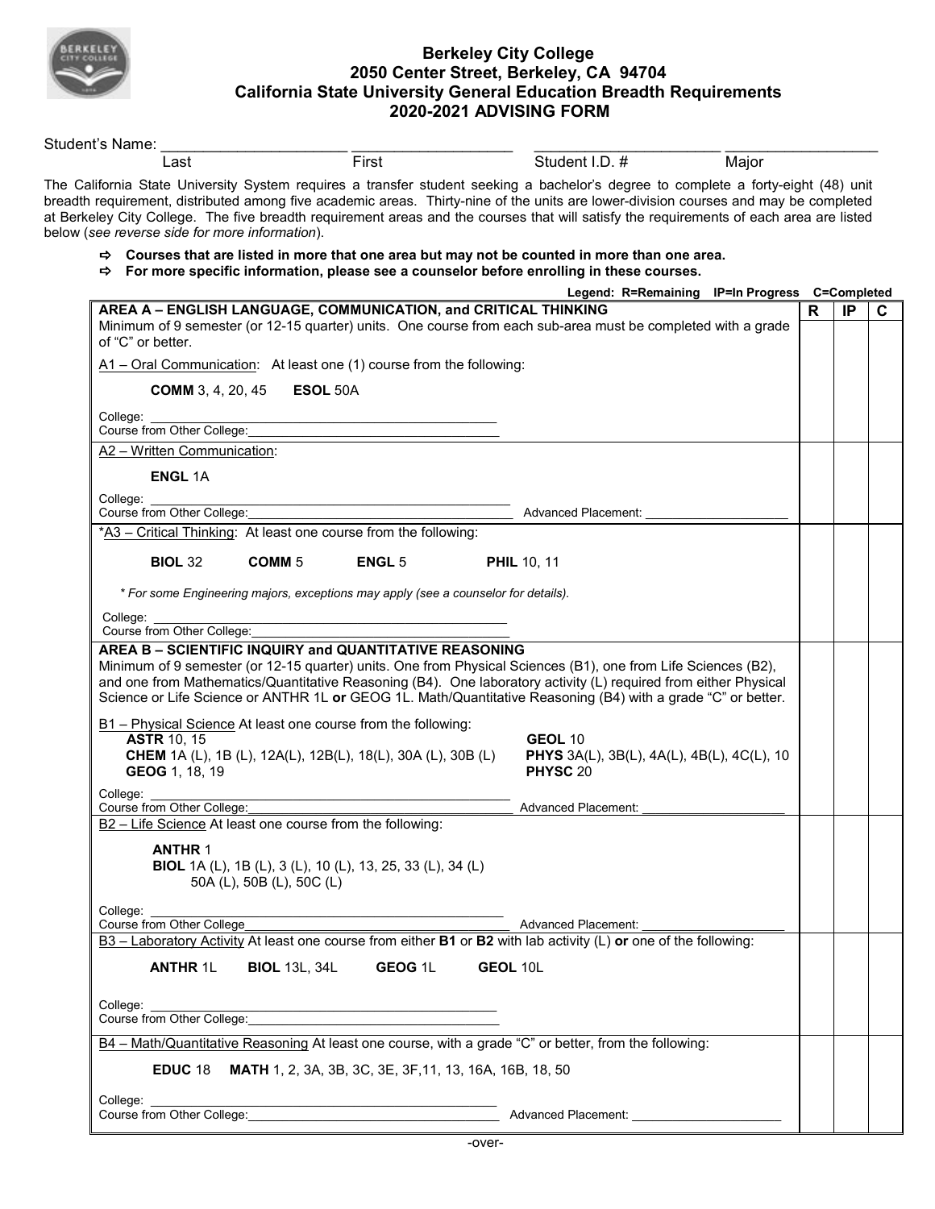# Berkeley City College
## 2050 Center Street, Berkeley, CA 94704
## California State University General Education Breadth Requirements
## 2020-2021 ADVISING FORM

Student's Name: ______________________ ____________________ ______________________ __________________

Last First Student I.D. # Major

The California State University System requires a transfer student seeking a bachelor's degree to complete a forty-eight (48) unit breadth requirement, distributed among five academic areas. Thirty-nine of the units are lower-division courses and may be completed at Berkeley City College. The five breadth requirement areas and the courses that will satisfy the requirements of each area are listed below (*see reverse side for more information*).

- ⇨ **Courses that are listed in more that one area but may not be counted in more than one area.**
- ⇨ **For more specific information, please see a counselor before enrolling in these courses.**

**Legend: R=Remaining IP=In Progress C=Completed**

| AREA A – ENGLISH LANGUAGE, COMMUNICATION, and CRITICAL THINKING | R | IP | C |
|---|---|---|---|
| **AREA A – ENGLISH LANGUAGE, COMMUNICATION, and CRITICAL THINKING**<br>Minimum of 9 semester (or 12-15 quarter) units. One course from each sub-area must be completed with a grade of "C" or better.<br><br>A1 – Oral Communication: At least one (1) course from the following:<br><br>**COMM** 3, 4, 20, 45 **ESOL** 50A<br><br>College: ____________________<br>Course from Other College: ____________________ | | | |
| A2 – Written Communication:<br><br>**ENGL** 1A<br><br>College: ____________________<br>Course from Other College: ____________________ Advanced Placement: ____________________ | | | |
| *A3 – Critical Thinking: At least one course from the following:<br><br>**BIOL** 32 **COMM** 5 **ENGL** 5 **PHIL** 10, 11<br><br>* *For some Engineering majors, exceptions may apply (see a counselor for details).*<br><br>College: ____________________<br>Course from Other College: ____________________ | | | |
| **AREA B – SCIENTIFIC INQUIRY and QUANTITATIVE REASONING**<br>Minimum of 9 semester (or 12-15 quarter) units. One from Physical Sciences (B1), one from Life Sciences (B2), and one from Mathematics/Quantitative Reasoning (B4). One laboratory activity (L) required from either Physical Science or Life Science or ANTHR 1L **or** GEOG 1L. Math/Quantitative Reasoning (B4) with a grade "C" or better.<br><br>B1 – Physical Science At least one course from the following:<br>**ASTR** 10, 15<br>**CHEM** 1A (L), 1B (L), 12A(L), 12B(L), 18(L), 30A (L), 30B (L)<br>**GEOG** 1, 18, 19<br>**GEOL** 10<br>**PHYS** 3A(L), 3B(L), 4A(L), 4B(L), 4C(L), 10<br>**PHYSC** 20<br><br>College: ____________________<br>Course from Other College: ____________________ Advanced Placement: ____________________ | | | |
| B2 – Life Science At least one course from the following:<br><br>**ANTHR** 1<br>**BIOL** 1A (L), 1B (L), 3 (L), 10 (L), 13, 25, 33 (L), 34 (L)<br>50A (L), 50B (L), 50C (L)<br><br>College: ____________________<br>Course from Other College ____________________ Advanced Placement: ____________________ | | | |
| B3 – Laboratory Activity At least one course from either **B1** or **B2** with lab activity (L) **or** one of the following:<br><br>**ANTHR** 1L **BIOL** 13L, 34L **GEOG** 1L **GEOL** 10L<br><br>College: ____________________<br>Course from Other College: ____________________ | | | |
| B4 – Math/Quantitative Reasoning At least one course, with a grade "C" or better, from the following:<br><br>**EDUC** 18 **MATH** 1, 2, 3A, 3B, 3C, 3E, 3F,11, 13, 16A, 16B, 18, 50<br><br>College: ____________________<br>Course from Other College: ____________________ Advanced Placement: ____________________ | | | |

-over-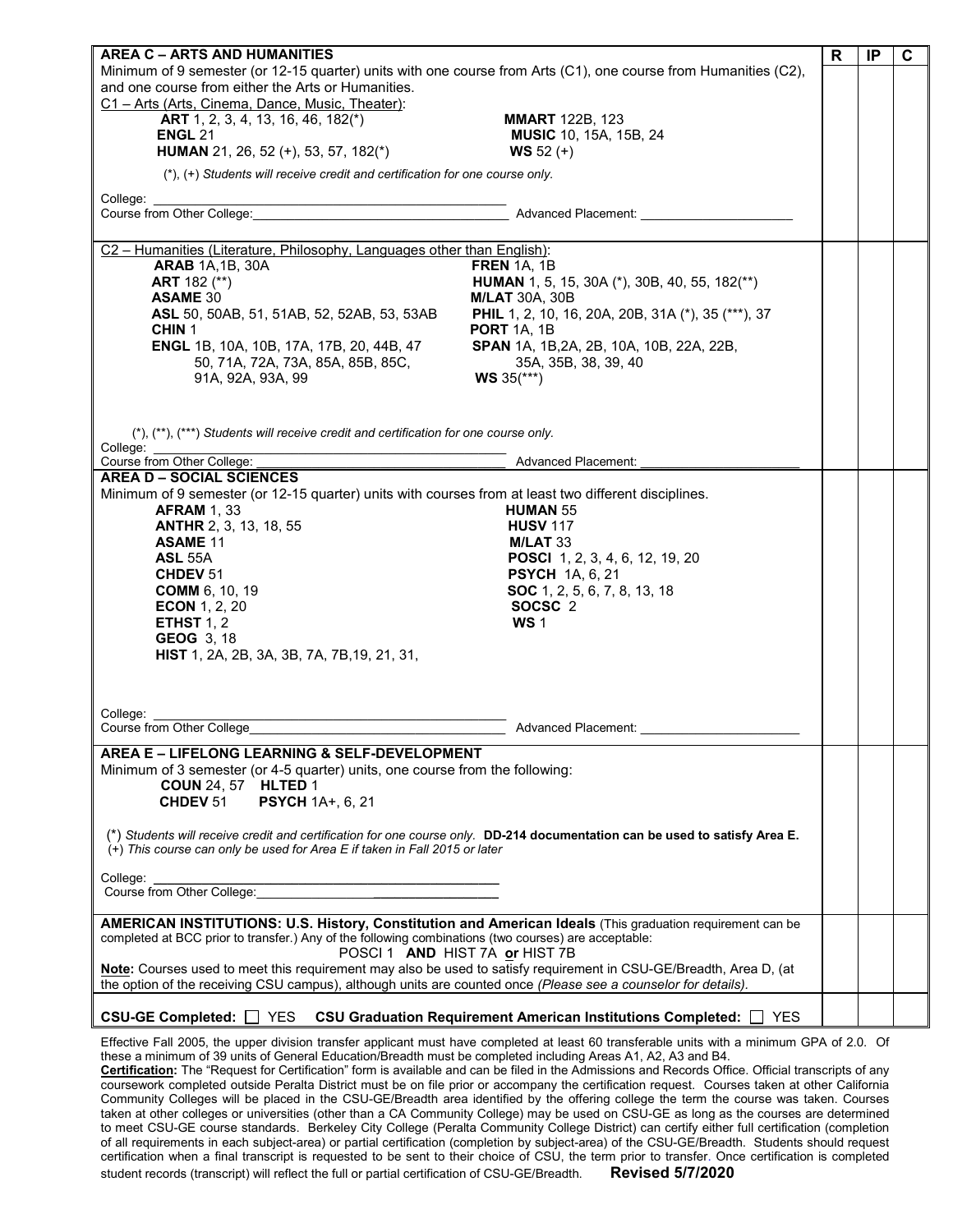| AREA C – ARTS AND HUMANITIES | R | IP | C |
|---|---|---|---|
| Minimum of 9 semester (or 12-15 quarter) units with one course from Arts (C1), one course from Humanities (C2), and one course from either the Arts or Humanities.<br><br>C1 – Arts (Arts, Cinema, Dance, Music, Theater):<br>**ART** 1, 2, 3, 4, 13, 16, 46, 182(*)<br>**ENGL** 21<br>**HUMAN** 21, 26, 52 (+), 53, 57, 182(*)<br>**MMART** 122B, 123<br>**MUSIC** 10, 15A, 15B, 24<br>**WS** 52 (+)<br><br>*(\*), (+) Students will receive credit and certification for one course only.*<br><br>College: \_\_\_\_\_\_\_\_\_\_<br>Course from Other College: \_\_\_\_\_\_\_\_\_\_ Advanced Placement: \_\_\_\_\_\_\_\_\_\_ | | | |
| C2 – Humanities (Literature, Philosophy, Languages other than English):<br>**ARAB** 1A,1B, 30A<br>**ART** 182 (\*\*)<br>**ASAME** 30<br>**ASL** 50, 50AB, 51, 51AB, 52, 52AB, 53, 53AB<br>**CHIN** 1<br>**ENGL** 1B, 10A, 10B, 17A, 17B, 20, 44B, 47, 50, 71A, 72A, 73A, 85A, 85B, 85C, 91A, 92A, 93A, 99<br>**FREN** 1A, 1B<br>**HUMAN** 1, 5, 15, 30A (\*), 30B, 40, 55, 182(\*\*)<br>**M/LAT** 30A, 30B<br>**PHIL** 1, 2, 10, 16, 20A, 20B, 31A (\*), 35 (\*\*\*), 37<br>**PORT** 1A, 1B<br>**SPAN** 1A, 1B,2A, 2B, 10A, 10B, 22A, 22B, 35A, 35B, 38, 39, 40<br>**WS** 35(\*\*\*)<br><br>*(\*), (\*\*), (\*\*\*) Students will receive credit and certification for one course only.*<br>College: \_\_\_\_\_\_\_\_\_\_<br>Course from Other College: \_\_\_\_\_\_\_\_\_\_ Advanced Placement: \_\_\_\_\_\_\_\_\_\_ | | | |
| **AREA D – SOCIAL SCIENCES**<br>Minimum of 9 semester (or 12-15 quarter) units with courses from at least two different disciplines.<br>**AFRAM** 1, 33<br>**ANTHR** 2, 3, 13, 18, 55<br>**ASAME** 11<br>**ASL** 55A<br>**CHDEV** 51<br>**COMM** 6, 10, 19<br>**ECON** 1, 2, 20<br>**ETHST** 1, 2<br>**GEOG** 3, 18<br>**HIST** 1, 2A, 2B, 3A, 3B, 7A, 7B,19, 21, 31,<br>**HUMAN** 55<br>**HUSV** 117<br>**M/LAT** 33<br>**POSCI** 1, 2, 3, 4, 6, 12, 19, 20<br>**PSYCH** 1A, 6, 21<br>**SOC** 1, 2, 5, 6, 7, 8, 13, 18<br>**SOCSC** 2<br>**WS** 1<br><br>College: \_\_\_\_\_\_\_\_\_\_<br>Course from Other College \_\_\_\_\_\_\_\_\_\_ Advanced Placement: \_\_\_\_\_\_\_\_\_\_ | | | |
| **AREA E – LIFELONG LEARNING & SELF-DEVELOPMENT**<br>Minimum of 3 semester (or 4-5 quarter) units, one course from the following:<br>**COUN** 24, 57 **HLTED** 1<br>**CHDEV** 51 **PSYCH** 1A+, 6, 21<br><br>(\*) *Students will receive credit and certification for one course only.* **DD-214 documentation can be used to satisfy Area E.**<br>*(+) This course can only be used for Area E if taken in Fall 2015 or later*<br><br>College: \_\_\_\_\_\_\_\_\_\_<br>Course from Other College: \_\_\_\_\_\_\_\_\_\_ | | | |
| **AMERICAN INSTITUTIONS: U.S. History, Constitution and American Ideals** (This graduation requirement can be completed at BCC prior to transfer.) Any of the following combinations (two courses) are acceptable:<br>POSCI 1 **AND** HIST 7A **or** HIST 7B<br>**Note:** Courses used to meet this requirement may also be used to satisfy requirement in CSU-GE/Breadth, Area D, (at the option of the receiving CSU campus), although units are counted once *(Please see a counselor for details)*. | | | |
| **CSU-GE Completed:** ☐ YES **CSU Graduation Requirement American Institutions Completed:** ☐ YES | | | |

Effective Fall 2005, the upper division transfer applicant must have completed at least 60 transferable units with a minimum GPA of 2.0. Of these a minimum of 39 units of General Education/Breadth must be completed including Areas A1, A2, A3 and B4.

**Certification:** The "Request for Certification" form is available and can be filed in the Admissions and Records Office. Official transcripts of any coursework completed outside Peralta District must be on file prior or accompany the certification request. Courses taken at other California Community Colleges will be placed in the CSU-GE/Breadth area identified by the offering college the term the course was taken. Courses taken at other colleges or universities (other than a CA Community College) may be used on CSU-GE as long as the courses are determined to meet CSU-GE course standards. Berkeley City College (Peralta Community College District) can certify either full certification (completion of all requirements in each subject-area) or partial certification (completion by subject-area) of the CSU-GE/Breadth. Students should request certification when a final transcript is requested to be sent to their choice of CSU, the term prior to transfer. Once certification is completed student records (transcript) will reflect the full or partial certification of CSU-GE/Breadth. **Revised 5/7/2020**